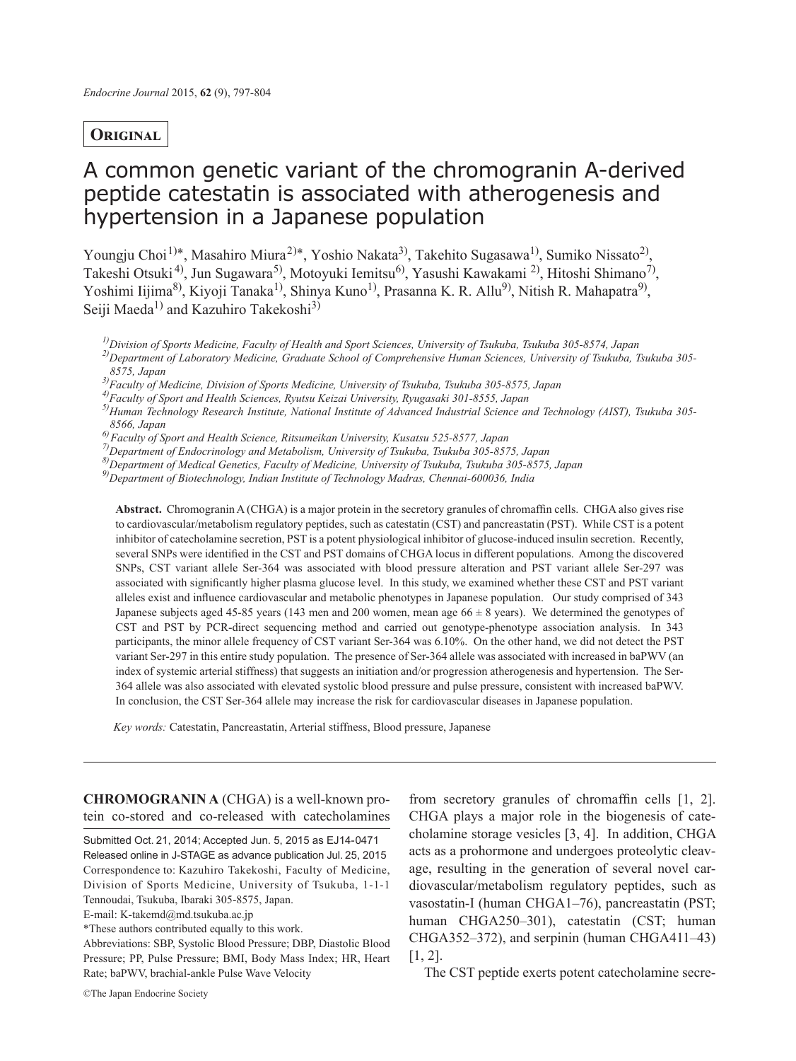**Original**

# A common genetic variant of the chromogranin A-derived peptide catestatin is associated with atherogenesis and hypertension in a Japanese population

Youngju Choi[1)*], Masahiro Miura[2)*], Yoshio Nakata[3)], Takehito Sugasawa[1)], Sumiko Nissato[2)], Takeshi Otsuki[4)], Jun Sugawara[5)], Motoyuki Iemitsu[6)], Yasushi Kawakami [2)], Hitoshi Shimano[7)], Yoshimi Iijima[8)], Kiyoji Tanaka[1)], Shinya Kuno[1)], Prasanna K. R. Allu[9)], Nitish R. Mahapatra[9)], Seiji Maeda[1)] and Kazuhiro Takekoshi[3)]

*[1)]Division of Sports Medicine, Faculty of Health and Sport Sciences, University of Tsukuba, Tsukuba 305-8574, Japan*
*[2)]Department of Laboratory Medicine, Graduate School of Comprehensive Human Sciences, University of Tsukuba, Tsukuba 305-8575, Japan*
*[3)]Faculty of Medicine, Division of Sports Medicine, University of Tsukuba, Tsukuba 305-8575, Japan*
*[4)]Faculty of Sport and Health Sciences, Ryutsu Keizai University, Ryugasaki 301-8555, Japan*
*[5)]Human Technology Research Institute, National Institute of Advanced Industrial Science and Technology (AIST), Tsukuba 305-8566, Japan*
*[6)]Faculty of Sport and Health Science, Ritsumeikan University, Kusatsu 525-8577, Japan*
*[7)]Department of Endocrinology and Metabolism, University of Tsukuba, Tsukuba 305-8575, Japan*
*[8)]Department of Medical Genetics, Faculty of Medicine, University of Tsukuba, Tsukuba 305-8575, Japan*
*[9)]Department of Biotechnology, Indian Institute of Technology Madras, Chennai-600036, India*

**Abstract.** Chromogranin A (CHGA) is a major protein in the secretory granules of chromaffin cells. CHGA also gives rise to cardiovascular/metabolism regulatory peptides, such as catestatin (CST) and pancreastatin (PST). While CST is a potent inhibitor of catecholamine secretion, PST is a potent physiological inhibitor of glucose-induced insulin secretion. Recently, several SNPs were identified in the CST and PST domains of CHGA locus in different populations. Among the discovered SNPs, CST variant allele Ser-364 was associated with blood pressure alteration and PST variant allele Ser-297 was associated with significantly higher plasma glucose level. In this study, we examined whether these CST and PST variant alleles exist and influence cardiovascular and metabolic phenotypes in Japanese population. Our study comprised of 343 Japanese subjects aged 45-85 years (143 men and 200 women, mean age 66 ± 8 years). We determined the genotypes of CST and PST by PCR-direct sequencing method and carried out genotype-phenotype association analysis. In 343 participants, the minor allele frequency of CST variant Ser-364 was 6.10%. On the other hand, we did not detect the PST variant Ser-297 in this entire study population. The presence of Ser-364 allele was associated with increased in baPWV (an index of systemic arterial stiffness) that suggests an initiation and/or progression atherogenesis and hypertension. The Ser-364 allele was also associated with elevated systolic blood pressure and pulse pressure, consistent with increased baPWV. In conclusion, the CST Ser-364 allele may increase the risk for cardiovascular diseases in Japanese population.

*Key words:* Catestatin, Pancreastatin, Arterial stiffness, Blood pressure, Japanese

**CHROMOGRANIN A** (CHGA) is a well-known protein co-stored and co-released with catecholamines from secretory granules of chromaffin cells [1, 2]. CHGA plays a major role in the biogenesis of catecholamine storage vesicles [3, 4]. In addition, CHGA acts as a prohormone and undergoes proteolytic cleavage, resulting in the generation of several novel cardiovascular/metabolism regulatory peptides, such as vasostatin-I (human CHGA1–76), pancreastatin (PST; human CHGA250–301), catestatin (CST; human CHGA352–372), and serpinin (human CHGA411–43) [1, 2].

The CST peptide exerts potent catecholamine secre-

Submitted Oct. 21, 2014; Accepted Jun. 5, 2015 as EJ14-0471
Released online in J-STAGE as advance publication Jul. 25, 2015
Correspondence to: Kazuhiro Takekoshi, Faculty of Medicine, Division of Sports Medicine, University of Tsukuba, 1-1-1 Tennoudai, Tsukuba, Ibaraki 305-8575, Japan.
E-mail: K-takemd@md.tsukuba.ac.jp
*These authors contributed equally to this work.
Abbreviations: SBP, Systolic Blood Pressure; DBP, Diastolic Blood Pressure; PP, Pulse Pressure; BMI, Body Mass Index; HR, Heart Rate; baPWV, brachial-ankle Pulse Wave Velocity

©The Japan Endocrine Society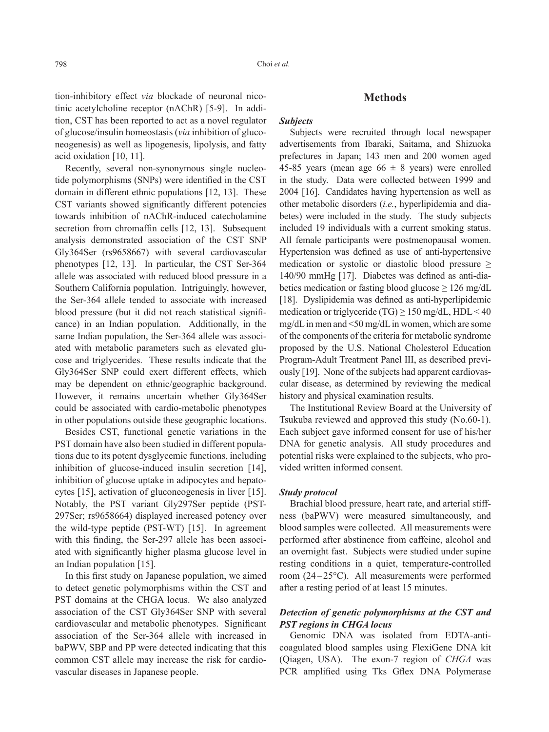tion-inhibitory effect *via* blockade of neuronal nicotinic acetylcholine receptor (nAChR) [5-9]. In addition, CST has been reported to act as a novel regulator of glucose/insulin homeostasis (*via* inhibition of gluconeogenesis) as well as lipogenesis, lipolysis, and fatty acid oxidation [10, 11].

Recently, several non-synonymous single nucleotide polymorphisms (SNPs) were identified in the CST domain in different ethnic populations [12, 13]. These CST variants showed significantly different potencies towards inhibition of nAChR-induced catecholamine secretion from chromaffin cells [12, 13]. Subsequent analysis demonstrated association of the CST SNP Gly364Ser (rs9658667) with several cardiovascular phenotypes [12, 13]. In particular, the CST Ser-364 allele was associated with reduced blood pressure in a Southern California population. Intriguingly, however, the Ser-364 allele tended to associate with increased blood pressure (but it did not reach statistical significance) in an Indian population. Additionally, in the same Indian population, the Ser-364 allele was associated with metabolic parameters such as elevated glucose and triglycerides. These results indicate that the Gly364Ser SNP could exert different effects, which may be dependent on ethnic/geographic background. However, it remains uncertain whether Gly364Ser could be associated with cardio-metabolic phenotypes in other populations outside these geographic locations.

Besides CST, functional genetic variations in the PST domain have also been studied in different populations due to its potent dysglycemic functions, including inhibition of glucose-induced insulin secretion [14], inhibition of glucose uptake in adipocytes and hepatocytes [15], activation of gluconeogenesis in liver [15]. Notably, the PST variant Gly297Ser peptide (PST-297Ser; rs9658664) displayed increased potency over the wild-type peptide (PST-WT) [15]. In agreement with this finding, the Ser-297 allele has been associated with significantly higher plasma glucose level in an Indian population [15].

In this first study on Japanese population, we aimed to detect genetic polymorphisms within the CST and PST domains at the CHGA locus. We also analyzed association of the CST Gly364Ser SNP with several cardiovascular and metabolic phenotypes. Significant association of the Ser-364 allele with increased in baPWV, SBP and PP were detected indicating that this common CST allele may increase the risk for cardiovascular diseases in Japanese people.

## Methods

### *Subjects*

Subjects were recruited through local newspaper advertisements from Ibaraki, Saitama, and Shizuoka prefectures in Japan; 143 men and 200 women aged 45-85 years (mean age 66 ± 8 years) were enrolled in the study. Data were collected between 1999 and 2004 [16]. Candidates having hypertension as well as other metabolic disorders (*i.e.*, hyperlipidemia and diabetes) were included in the study. The study subjects included 19 individuals with a current smoking status. All female participants were postmenopausal women. Hypertension was defined as use of anti-hypertensive medication or systolic or diastolic blood pressure ≥ 140/90 mmHg [17]. Diabetes was defined as anti-diabetics medication or fasting blood glucose ≥ 126 mg/dL [18]. Dyslipidemia was defined as anti-hyperlipidemic medication or triglyceride (TG) ≥ 150 mg/dL, HDL < 40 mg/dL in men and <50 mg/dL in women, which are some of the components of the criteria for metabolic syndrome proposed by the U.S. National Cholesterol Education Program-Adult Treatment Panel III, as described previously [19]. None of the subjects had apparent cardiovascular disease, as determined by reviewing the medical history and physical examination results.

The Institutional Review Board at the University of Tsukuba reviewed and approved this study (No.60-1). Each subject gave informed consent for use of his/her DNA for genetic analysis. All study procedures and potential risks were explained to the subjects, who provided written informed consent.

### *Study protocol*

Brachial blood pressure, heart rate, and arterial stiffness (baPWV) were measured simultaneously, and blood samples were collected. All measurements were performed after abstinence from caffeine, alcohol and an overnight fast. Subjects were studied under supine resting conditions in a quiet, temperature-controlled room (24 – 25°C). All measurements were performed after a resting period of at least 15 minutes.

### *Detection of genetic polymorphisms at the CST and PST regions in CHGA locus*

Genomic DNA was isolated from EDTA-anticoagulated blood samples using FlexiGene DNA kit (Qiagen, USA). The exon-7 region of *CHGA* was PCR amplified using Tks Gflex DNA Polymerase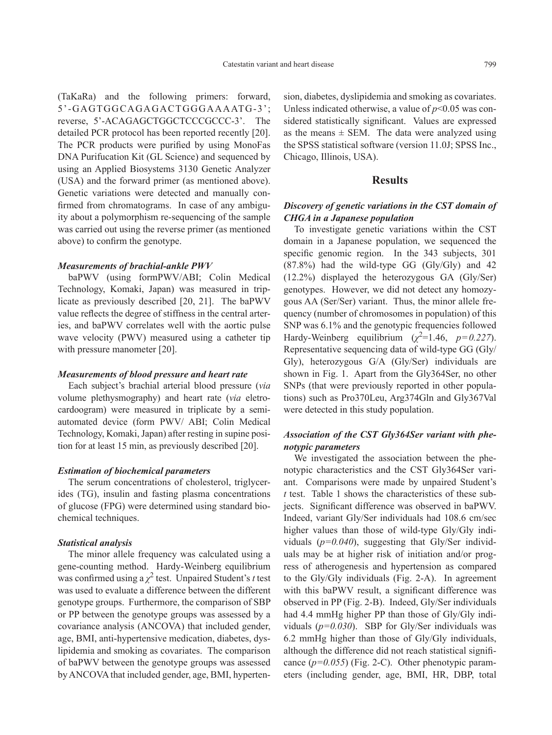(TaKaRa) and the following primers: forward, 5'-GAGTGGCAGAGACTGGGAAAATG-3'; reverse, 5'-ACAGAGCTGGCTCCCGCCC-3'. The detailed PCR protocol has been reported recently [20]. The PCR products were purified by using MonoFas DNA Purifucation Kit (GL Science) and sequenced by using an Applied Biosystems 3130 Genetic Analyzer (USA) and the forward primer (as mentioned above). Genetic variations were detected and manually confirmed from chromatograms. In case of any ambiguity about a polymorphism re-sequencing of the sample was carried out using the reverse primer (as mentioned above) to confirm the genotype.

### *Measurements of brachial-ankle PWV*

baPWV (using formPWV/ABI; Colin Medical Technology, Komaki, Japan) was measured in triplicate as previously described [20, 21]. The baPWV value reflects the degree of stiffness in the central arteries, and baPWV correlates well with the aortic pulse wave velocity (PWV) measured using a catheter tip with pressure manometer [20].

### *Measurements of blood pressure and heart rate*

Each subject's brachial arterial blood pressure (*via* volume plethysmography) and heart rate (*via* eletrocardoogram) were measured in triplicate by a semi-automated device (form PWV/ ABI; Colin Medical Technology, Komaki, Japan) after resting in supine position for at least 15 min, as previously described [20].

### *Estimation of biochemical parameters*

The serum concentrations of cholesterol, triglycerides (TG), insulin and fasting plasma concentrations of glucose (FPG) were determined using standard biochemical techniques.

### *Statistical analysis*

The minor allele frequency was calculated using a gene-counting method. Hardy-Weinberg equilibrium was confirmed using a $\chi^2$ test. Unpaired Student's *t* test was used to evaluate a difference between the different genotype groups. Furthermore, the comparison of SBP or PP between the genotype groups was assessed by a covariance analysis (ANCOVA) that included gender, age, BMI, anti-hypertensive medication, diabetes, dyslipidemia and smoking as covariates. The comparison of baPWV between the genotype groups was assessed by ANCOVA that included gender, age, BMI, hypertension, diabetes, dyslipidemia and smoking as covariates. Unless indicated otherwise, a value of $p<0.05$ was considered statistically significant. Values are expressed as the means ± SEM. The data were analyzed using the SPSS statistical software (version 11.0J; SPSS Inc., Chicago, Illinois, USA).

## Results

### *Discovery of genetic variations in the CST domain of CHGA in a Japanese population*

To investigate genetic variations within the CST domain in a Japanese population, we sequenced the specific genomic region. In the 343 subjects, 301 (87.8%) had the wild-type GG (Gly/Gly) and 42 (12.2%) displayed the heterozygous GA (Gly/Ser) genotypes. However, we did not detect any homozygous AA (Ser/Ser) variant. Thus, the minor allele frequency (number of chromosomes in population) of this SNP was 6.1% and the genotypic frequencies followed Hardy-Weinberg equilibrium ($\chi^2$=1.46, $p=0.227$). Representative sequencing data of wild-type GG (Gly/Gly), heterozygous G/A (Gly/Ser) individuals are shown in Fig. 1. Apart from the Gly364Ser, no other SNPs (that were previously reported in other populations) such as Pro370Leu, Arg374Gln and Gly367Val were detected in this study population.

### *Association of the CST Gly364Ser variant with phenotypic parameters*

We investigated the association between the phenotypic characteristics and the CST Gly364Ser variant. Comparisons were made by unpaired Student's *t* test. Table 1 shows the characteristics of these subjects. Significant difference was observed in baPWV. Indeed, variant Gly/Ser individuals had 108.6 cm/sec higher values than those of wild-type Gly/Gly individuals ($p=0.040$), suggesting that Gly/Ser individuals may be at higher risk of initiation and/or progress of atherogenesis and hypertension as compared to the Gly/Gly individuals (Fig. 2-A). In agreement with this baPWV result, a significant difference was observed in PP (Fig. 2-B). Indeed, Gly/Ser individuals had 4.4 mmHg higher PP than those of Gly/Gly individuals ($p=0.030$). SBP for Gly/Ser individuals was 6.2 mmHg higher than those of Gly/Gly individuals, although the difference did not reach statistical significance ($p=0.055$) (Fig. 2-C). Other phenotypic parameters (including gender, age, BMI, HR, DBP, total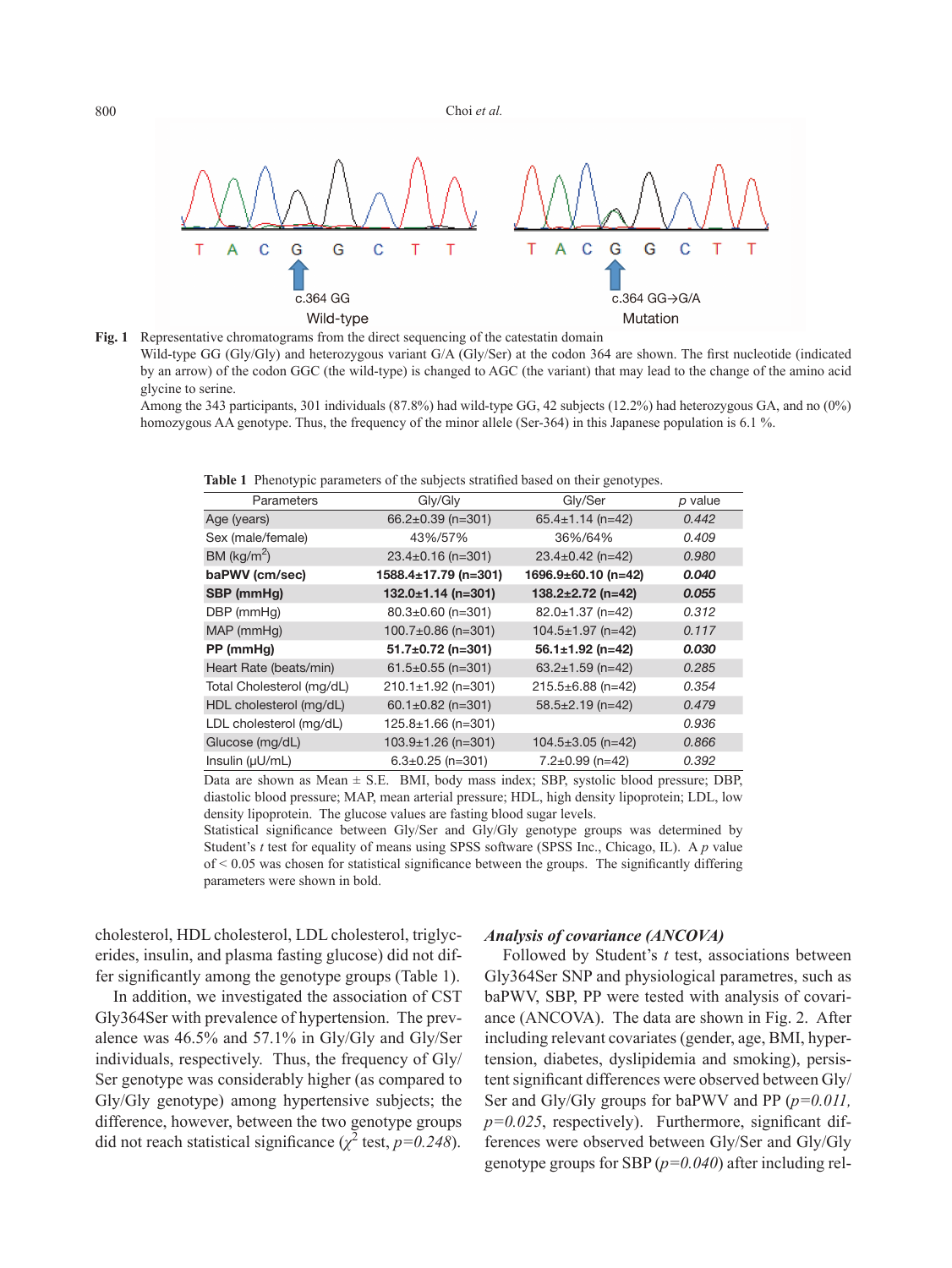**Fig. 1** Representative chromatograms from the direct sequencing of the catestatin domain
Wild-type GG (Gly/Gly) and heterozygous variant G/A (Gly/Ser) at the codon 364 are shown. The first nucleotide (indicated by an arrow) of the codon GGC (the wild-type) is changed to AGC (the variant) that may lead to the change of the amino acid glycine to serine.
Among the 343 participants, 301 individuals (87.8%) had wild-type GG, 42 subjects (12.2%) had heterozygous GA, and no (0%) homozygous AA genotype. Thus, the frequency of the minor allele (Ser-364) in this Japanese population is 6.1 %.

**Table 1** Phenotypic parameters of the subjects stratified based on their genotypes.

| Parameters | Gly/Gly | Gly/Ser | *p* value |
|---|---|---|---|
| Age (years) | 66.2±0.39 (n=301) | 65.4±1.14 (n=42) | *0.442* |
| Sex (male/female) | 43%/57% | 36%/64% | *0.409* |
| BM (kg/m$^2$) | 23.4±0.16 (n=301) | 23.4±0.42 (n=42) | *0.980* |
| **baPWV (cm/sec)** | **1588.4±17.79 (n=301)** | **1696.9±60.10 (n=42)** | ***0.040*** |
| **SBP (mmHg)** | **132.0±1.14 (n=301)** | **138.2±2.72 (n=42)** | ***0.055*** |
| DBP (mmHg) | 80.3±0.60 (n=301) | 82.0±1.37 (n=42) | *0.312* |
| MAP (mmHg) | 100.7±0.86 (n=301) | 104.5±1.97 (n=42) | *0.117* |
| **PP (mmHg)** | **51.7±0.72 (n=301)** | **56.1±1.92 (n=42)** | ***0.030*** |
| Heart Rate (beats/min) | 61.5±0.55 (n=301) | 63.2±1.59 (n=42) | *0.285* |
| Total Cholesterol (mg/dL) | 210.1±1.92 (n=301) | 215.5±6.88 (n=42) | *0.354* |
| HDL cholesterol (mg/dL) | 60.1±0.82 (n=301) | 58.5±2.19 (n=42) | *0.479* |
| LDL cholesterol (mg/dL) | 125.8±1.66 (n=301) | | *0.936* |
| Glucose (mg/dL) | 103.9±1.26 (n=301) | 104.5±3.05 (n=42) | *0.866* |
| Insulin (μU/mL) | 6.3±0.25 (n=301) | 7.2±0.99 (n=42) | *0.392* |

Data are shown as Mean ± S.E. BMI, body mass index; SBP, systolic blood pressure; DBP, diastolic blood pressure; MAP, mean arterial pressure; HDL, high density lipoprotein; LDL, low density lipoprotein. The glucose values are fasting blood sugar levels.
Statistical significance between Gly/Ser and Gly/Gly genotype groups was determined by Student's *t* test for equality of means using SPSS software (SPSS Inc., Chicago, IL). A *p* value of < 0.05 was chosen for statistical significance between the groups. The significantly differing parameters were shown in bold.

cholesterol, HDL cholesterol, LDL cholesterol, triglycerides, insulin, and plasma fasting glucose) did not differ significantly among the genotype groups (Table 1).

In addition, we investigated the association of CST Gly364Ser with prevalence of hypertension. The prevalence was 46.5% and 57.1% in Gly/Gly and Gly/Ser individuals, respectively. Thus, the frequency of Gly/Ser genotype was considerably higher (as compared to Gly/Gly genotype) among hypertensive subjects; the difference, however, between the two genotype groups did not reach statistical significance ($\chi^2$ test, $p=0.248$).

### *Analysis of covariance (ANCOVA)*

Followed by Student's *t* test, associations between Gly364Ser SNP and physiological parametres, such as baPWV, SBP, PP were tested with analysis of covariance (ANCOVA). The data are shown in Fig. 2. After including relevant covariates (gender, age, BMI, hypertension, diabetes, dyslipidemia and smoking), persistent significant differences were observed between Gly/Ser and Gly/Gly groups for baPWV and PP ($p=0.011$, $p=0.025$, respectively). Furthermore, significant differences were observed between Gly/Ser and Gly/Gly genotype groups for SBP ($p=0.040$) after including rel-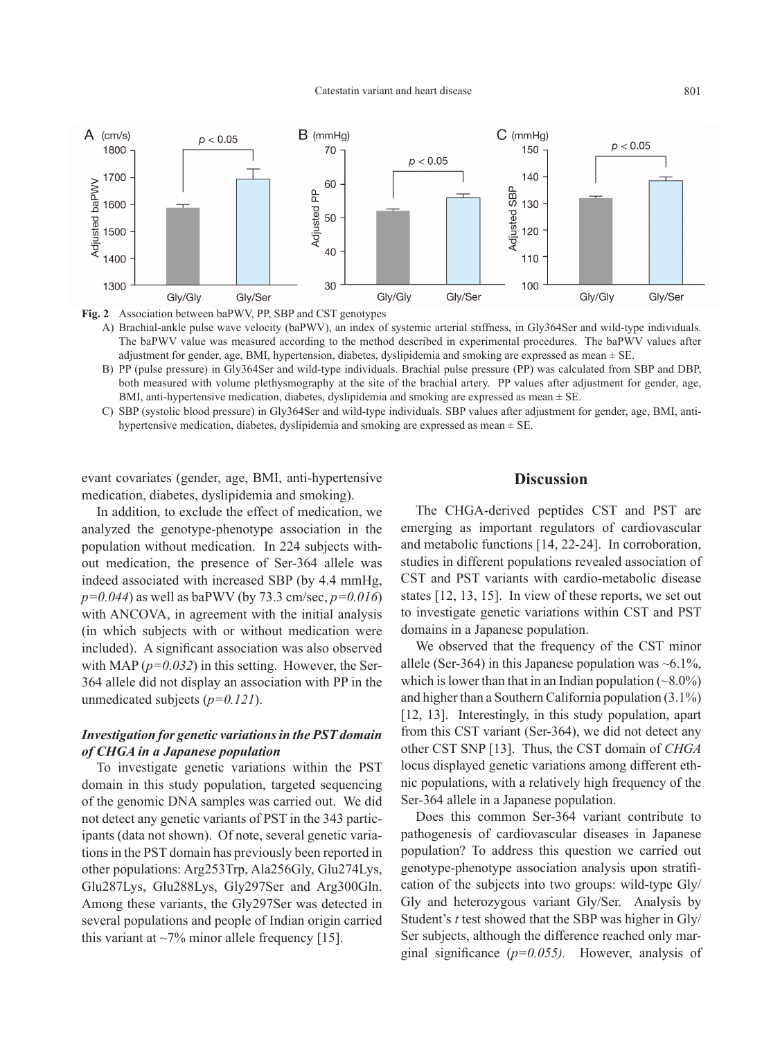Fig. 2 Association between baPWV, PP, SBP and CST genotypes

A) Brachial-ankle pulse wave velocity (baPWV), an index of systemic arterial stiffness, in Gly364Ser and wild-type individuals. The baPWV value was measured according to the method described in experimental procedures. The baPWV values after adjustment for gender, age, BMI, hypertension, diabetes, dyslipidemia and smoking are expressed as mean ± SE.

B) PP (pulse pressure) in Gly364Ser and wild-type individuals. Brachial pulse pressure (PP) was calculated from SBP and DBP, both measured with volume plethysmography at the site of the brachial artery. PP values after adjustment for gender, age, BMI, anti-hypertensive medication, diabetes, dyslipidemia and smoking are expressed as mean ± SE.

C) SBP (systolic blood pressure) in Gly364Ser and wild-type individuals. SBP values after adjustment for gender, age, BMI, anti-hypertensive medication, diabetes, dyslipidemia and smoking are expressed as mean ± SE.

evant covariates (gender, age, BMI, anti-hypertensive medication, diabetes, dyslipidemia and smoking).

In addition, to exclude the effect of medication, we analyzed the genotype-phenotype association in the population without medication. In 224 subjects without medication, the presence of Ser-364 allele was indeed associated with increased SBP (by 4.4 mmHg, *p=0.044*) as well as baPWV (by 73.3 cm/sec, *p=0.016*) with ANCOVA, in agreement with the initial analysis (in which subjects with or without medication were included). A significant association was also observed with MAP (*p=0.032*) in this setting. However, the Ser-364 allele did not display an association with PP in the unmedicated subjects (*p=0.121*).

### *Investigation for genetic variations in the PST domain of CHGA in a Japanese population*

To investigate genetic variations within the PST domain in this study population, targeted sequencing of the genomic DNA samples was carried out. We did not detect any genetic variants of PST in the 343 participants (data not shown). Of note, several genetic variations in the PST domain has previously been reported in other populations: Arg253Trp, Ala256Gly, Glu274Lys, Glu287Lys, Glu288Lys, Gly297Ser and Arg300Gln. Among these variants, the Gly297Ser was detected in several populations and people of Indian origin carried this variant at ~7% minor allele frequency [15].

## Discussion

The CHGA-derived peptides CST and PST are emerging as important regulators of cardiovascular and metabolic functions [14, 22-24]. In corroboration, studies in different populations revealed association of CST and PST variants with cardio-metabolic disease states [12, 13, 15]. In view of these reports, we set out to investigate genetic variations within CST and PST domains in a Japanese population.

We observed that the frequency of the CST minor allele (Ser-364) in this Japanese population was ~6.1%, which is lower than that in an Indian population (~8.0%) and higher than a Southern California population (3.1%) [12, 13]. Interestingly, in this study population, apart from this CST variant (Ser-364), we did not detect any other CST SNP [13]. Thus, the CST domain of *CHGA* locus displayed genetic variations among different ethnic populations, with a relatively high frequency of the Ser-364 allele in a Japanese population.

Does this common Ser-364 variant contribute to pathogenesis of cardiovascular diseases in Japanese population? To address this question we carried out genotype-phenotype association analysis upon stratification of the subjects into two groups: wild-type Gly/Gly and heterozygous variant Gly/Ser. Analysis by Student's *t* test showed that the SBP was higher in Gly/Ser subjects, although the difference reached only marginal significance (*p=0.055)*. However, analysis of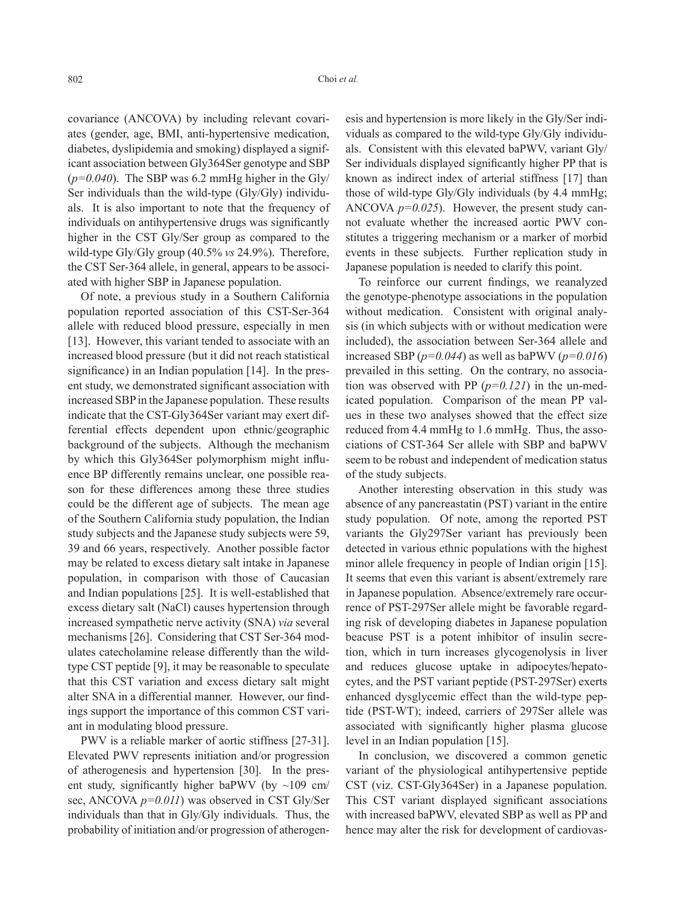covariance (ANCOVA) by including relevant covariates (gender, age, BMI, anti-hypertensive medication, diabetes, dyslipidemia and smoking) displayed a significant association between Gly364Ser genotype and SBP (*p=0.040*). The SBP was 6.2 mmHg higher in the Gly/Ser individuals than the wild-type (Gly/Gly) individuals. It is also important to note that the frequency of individuals on antihypertensive drugs was significantly higher in the CST Gly/Ser group as compared to the wild-type Gly/Gly group (40.5% *vs* 24.9%). Therefore, the CST Ser-364 allele, in general, appears to be associated with higher SBP in Japanese population.

Of note, a previous study in a Southern California population reported association of this CST-Ser-364 allele with reduced blood pressure, especially in men [13]. However, this variant tended to associate with an increased blood pressure (but it did not reach statistical significance) in an Indian population [14]. In the present study, we demonstrated significant association with increased SBP in the Japanese population. These results indicate that the CST-Gly364Ser variant may exert differential effects dependent upon ethnic/geographic background of the subjects. Although the mechanism by which this Gly364Ser polymorphism might influence BP differently remains unclear, one possible reason for these differences among these three studies could be the different age of subjects. The mean age of the Southern California study population, the Indian study subjects and the Japanese study subjects were 59, 39 and 66 years, respectively. Another possible factor may be related to excess dietary salt intake in Japanese population, in comparison with those of Caucasian and Indian populations [25]. It is well-established that excess dietary salt (NaCl) causes hypertension through increased sympathetic nerve activity (SNA) *via* several mechanisms [26]. Considering that CST Ser-364 modulates catecholamine release differently than the wild-type CST peptide [9], it may be reasonable to speculate that this CST variation and excess dietary salt might alter SNA in a differential manner. However, our findings support the importance of this common CST variant in modulating blood pressure.

PWV is a reliable marker of aortic stiffness [27-31]. Elevated PWV represents initiation and/or progression of atherogenesis and hypertension [30]. In the present study, significantly higher baPWV (by ~109 cm/sec, ANCOVA *p=0.011*) was observed in CST Gly/Ser individuals than that in Gly/Gly individuals. Thus, the probability of initiation and/or progression of atherogenesis and hypertension is more likely in the Gly/Ser individuals as compared to the wild-type Gly/Gly individuals. Consistent with this elevated baPWV, variant Gly/Ser individuals displayed significantly higher PP that is known as indirect index of arterial stiffness [17] than those of wild-type Gly/Gly individuals (by 4.4 mmHg; ANCOVA *p=0.025*). However, the present study cannot evaluate whether the increased aortic PWV constitutes a triggering mechanism or a marker of morbid events in these subjects. Further replication study in Japanese population is needed to clarify this point.

To reinforce our current findings, we reanalyzed the genotype-phenotype associations in the population without medication. Consistent with original analysis (in which subjects with or without medication were included), the association between Ser-364 allele and increased SBP (*p=0.044*) as well as baPWV (*p=0.016*) prevailed in this setting. On the contrary, no association was observed with PP (*p=0.121*) in the un-medicated population. Comparison of the mean PP values in these two analyses showed that the effect size reduced from 4.4 mmHg to 1.6 mmHg. Thus, the associations of CST-364 Ser allele with SBP and baPWV seem to be robust and independent of medication status of the study subjects.

Another interesting observation in this study was absence of any pancreastatin (PST) variant in the entire study population. Of note, among the reported PST variants the Gly297Ser variant has previously been detected in various ethnic populations with the highest minor allele frequency in people of Indian origin [15]. It seems that even this variant is absent/extremely rare in Japanese population. Absence/extremely rare occurrence of PST-297Ser allele might be favorable regarding risk of developing diabetes in Japanese population beacuse PST is a potent inhibitor of insulin secretion, which in turn increases glycogenolysis in liver and reduces glucose uptake in adipocytes/hepatocytes, and the PST variant peptide (PST-297Ser) exerts enhanced dysglycemic effect than the wild-type peptide (PST-WT); indeed, carriers of 297Ser allele was associated with significantly higher plasma glucose level in an Indian population [15].

In conclusion, we discovered a common genetic variant of the physiological antihypertensive peptide CST (viz. CST-Gly364Ser) in a Japanese population. This CST variant displayed significant associations with increased baPWV, elevated SBP as well as PP and hence may alter the risk for development of cardiovas-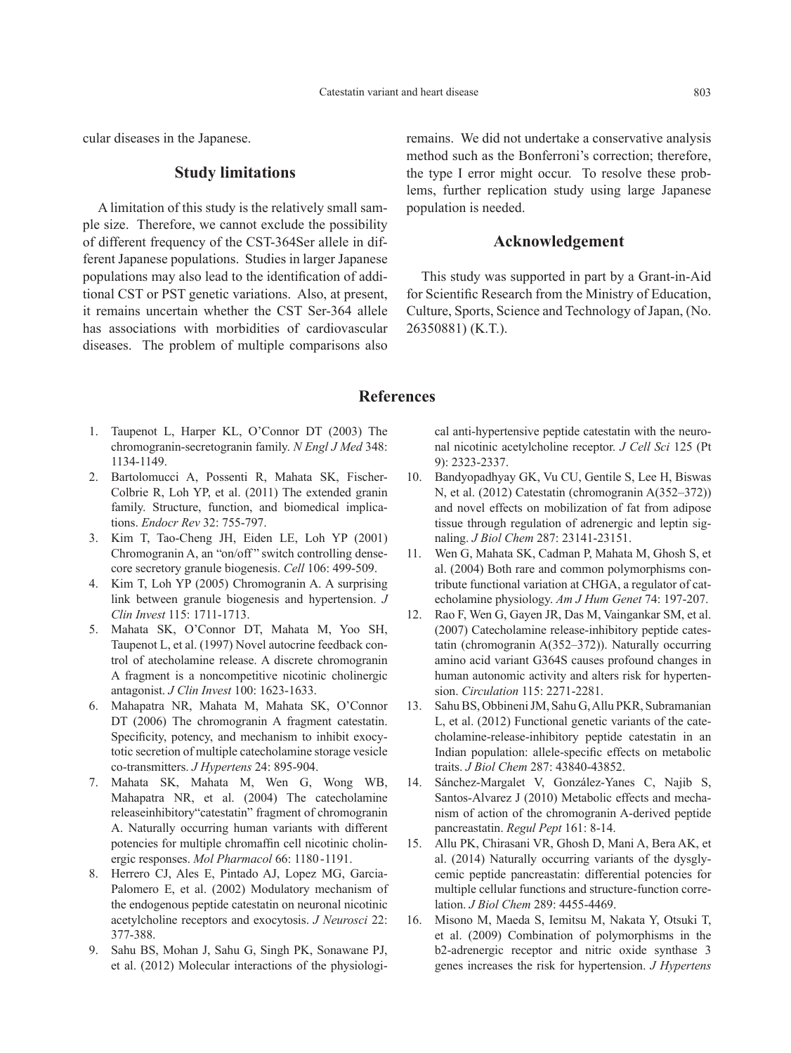cular diseases in the Japanese.

## Study limitations

A limitation of this study is the relatively small sample size. Therefore, we cannot exclude the possibility of different frequency of the CST-364Ser allele in different Japanese populations. Studies in larger Japanese populations may also lead to the identification of additional CST or PST genetic variations. Also, at present, it remains uncertain whether the CST Ser-364 allele has associations with morbidities of cardiovascular diseases. The problem of multiple comparisons also remains. We did not undertake a conservative analysis method such as the Bonferroni's correction; therefore, the type I error might occur. To resolve these problems, further replication study using large Japanese population is needed.

## Acknowledgement

This study was supported in part by a Grant-in-Aid for Scientific Research from the Ministry of Education, Culture, Sports, Science and Technology of Japan, (No. 26350881) (K.T.).

## References

1. Taupenot L, Harper KL, O'Connor DT (2003) The chromogranin-secretogranin family. *N Engl J Med* 348: 1134-1149.
2. Bartolomucci A, Possenti R, Mahata SK, Fischer-Colbrie R, Loh YP, et al. (2011) The extended granin family. Structure, function, and biomedical implications. *Endocr Rev* 32: 755-797.
3. Kim T, Tao-Cheng JH, Eiden LE, Loh YP (2001) Chromogranin A, an "on/off" switch controlling dense-core secretory granule biogenesis. *Cell* 106: 499-509.
4. Kim T, Loh YP (2005) Chromogranin A. A surprising link between granule biogenesis and hypertension. *J Clin Invest* 115: 1711-1713.
5. Mahata SK, O'Connor DT, Mahata M, Yoo SH, Taupenot L, et al. (1997) Novel autocrine feedback control of atecholamine release. A discrete chromogranin A fragment is a noncompetitive nicotinic cholinergic antagonist. *J Clin Invest* 100: 1623-1633.
6. Mahapatra NR, Mahata M, Mahata SK, O'Connor DT (2006) The chromogranin A fragment catestatin. Specificity, potency, and mechanism to inhibit exocytotic secretion of multiple catecholamine storage vesicle co-transmitters. *J Hypertens* 24: 895-904.
7. Mahata SK, Mahata M, Wen G, Wong WB, Mahapatra NR, et al. (2004) The catecholamine releaseinhibitory"catestatin" fragment of chromogranin A. Naturally occurring human variants with different potencies for multiple chromaffin cell nicotinic cholinergic responses. *Mol Pharmacol* 66: 1180-1191.
8. Herrero CJ, Ales E, Pintado AJ, Lopez MG, Garcia-Palomero E, et al. (2002) Modulatory mechanism of the endogenous peptide catestatin on neuronal nicotinic acetylcholine receptors and exocytosis. *J Neurosci* 22: 377-388.
9. Sahu BS, Mohan J, Sahu G, Singh PK, Sonawane PJ, et al. (2012) Molecular interactions of the physiological anti-hypertensive peptide catestatin with the neuronal nicotinic acetylcholine receptor. *J Cell Sci* 125 (Pt 9): 2323-2337.
10. Bandyopadhyay GK, Vu CU, Gentile S, Lee H, Biswas N, et al. (2012) Catestatin (chromogranin A(352–372)) and novel effects on mobilization of fat from adipose tissue through regulation of adrenergic and leptin signaling. *J Biol Chem* 287: 23141-23151.
11. Wen G, Mahata SK, Cadman P, Mahata M, Ghosh S, et al. (2004) Both rare and common polymorphisms contribute functional variation at CHGA, a regulator of catecholamine physiology. *Am J Hum Genet* 74: 197-207.
12. Rao F, Wen G, Gayen JR, Das M, Vaingankar SM, et al. (2007) Catecholamine release-inhibitory peptide catestatin (chromogranin A(352–372)). Naturally occurring amino acid variant G364S causes profound changes in human autonomic activity and alters risk for hypertension. *Circulation* 115: 2271-2281.
13. Sahu BS, Obbineni JM, Sahu G, Allu PKR, Subramanian L, et al. (2012) Functional genetic variants of the catecholamine-release-inhibitory peptide catestatin in an Indian population: allele-specific effects on metabolic traits. *J Biol Chem* 287: 43840-43852.
14. Sánchez-Margalet V, González-Yanes C, Najib S, Santos-Alvarez J (2010) Metabolic effects and mechanism of action of the chromogranin A-derived peptide pancreastatin. *Regul Pept* 161: 8-14.
15. Allu PK, Chirasani VR, Ghosh D, Mani A, Bera AK, et al. (2014) Naturally occurring variants of the dysglycemic peptide pancreastatin: differential potencies for multiple cellular functions and structure-function correlation. *J Biol Chem* 289: 4455-4469.
16. Misono M, Maeda S, Iemitsu M, Nakata Y, Otsuki T, et al. (2009) Combination of polymorphisms in the b2-adrenergic receptor and nitric oxide synthase 3 genes increases the risk for hypertension. *J Hypertens*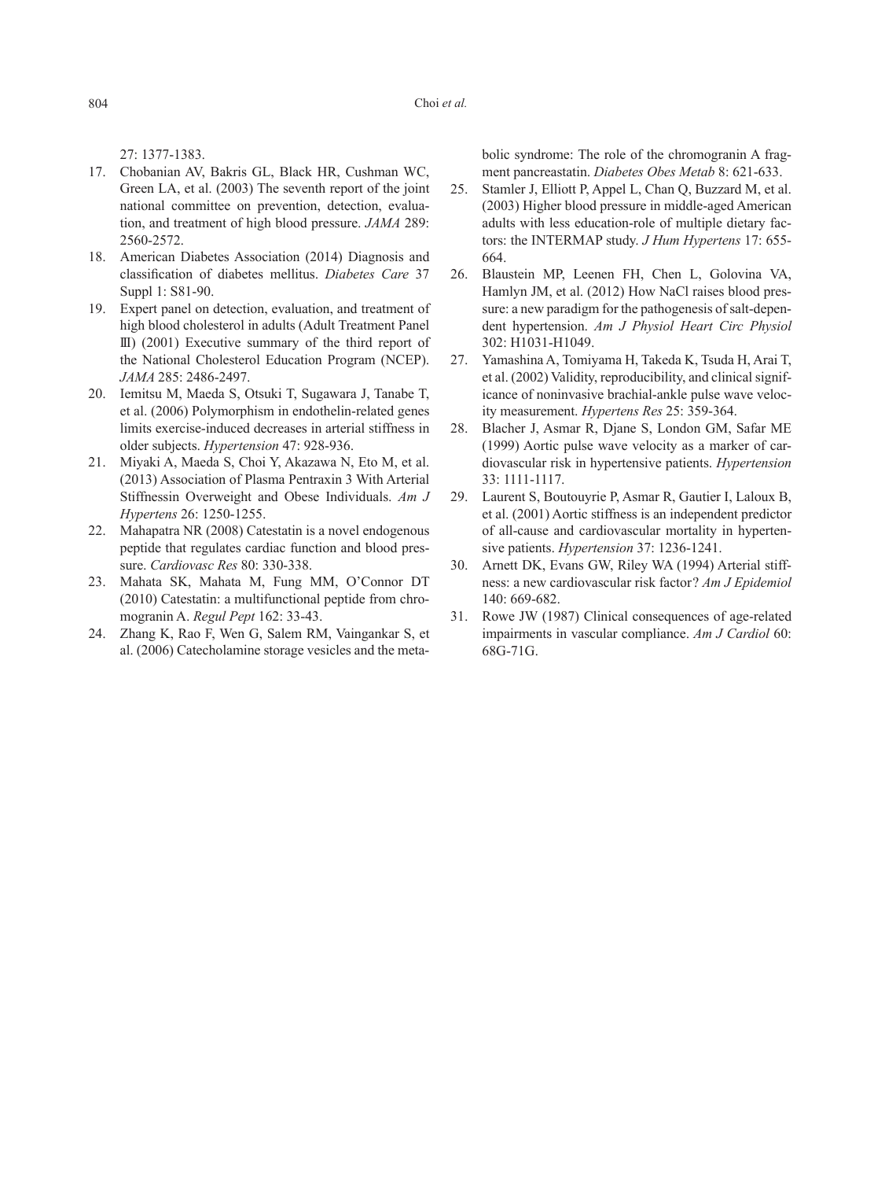27: 1377-1383.

17. Chobanian AV, Bakris GL, Black HR, Cushman WC, Green LA, et al. (2003) The seventh report of the joint national committee on prevention, detection, evaluation, and treatment of high blood pressure. *JAMA* 289: 2560-2572.
18. American Diabetes Association (2014) Diagnosis and classification of diabetes mellitus. *Diabetes Care* 37 Suppl 1: S81-90.
19. Expert panel on detection, evaluation, and treatment of high blood cholesterol in adults (Adult Treatment Panel Ⅲ) (2001) Executive summary of the third report of the National Cholesterol Education Program (NCEP). *JAMA* 285: 2486-2497.
20. Iemitsu M, Maeda S, Otsuki T, Sugawara J, Tanabe T, et al. (2006) Polymorphism in endothelin-related genes limits exercise-induced decreases in arterial stiffness in older subjects. *Hypertension* 47: 928-936.
21. Miyaki A, Maeda S, Choi Y, Akazawa N, Eto M, et al. (2013) Association of Plasma Pentraxin 3 With Arterial Stiffnessin Overweight and Obese Individuals. *Am J Hypertens* 26: 1250-1255.
22. Mahapatra NR (2008) Catestatin is a novel endogenous peptide that regulates cardiac function and blood pressure. *Cardiovasc Res* 80: 330-338.
23. Mahata SK, Mahata M, Fung MM, O'Connor DT (2010) Catestatin: a multifunctional peptide from chromogranin A. *Regul Pept* 162: 33-43.
24. Zhang K, Rao F, Wen G, Salem RM, Vaingankar S, et al. (2006) Catecholamine storage vesicles and the metabolic syndrome: The role of the chromogranin A fragment pancreastatin. *Diabetes Obes Metab* 8: 621-633.
25. Stamler J, Elliott P, Appel L, Chan Q, Buzzard M, et al. (2003) Higher blood pressure in middle-aged American adults with less education-role of multiple dietary factors: the INTERMAP study. *J Hum Hypertens* 17: 655-664.
26. Blaustein MP, Leenen FH, Chen L, Golovina VA, Hamlyn JM, et al. (2012) How NaCl raises blood pressure: a new paradigm for the pathogenesis of salt-dependent hypertension. *Am J Physiol Heart Circ Physiol* 302: H1031-H1049.
27. Yamashina A, Tomiyama H, Takeda K, Tsuda H, Arai T, et al. (2002) Validity, reproducibility, and clinical significance of noninvasive brachial-ankle pulse wave velocity measurement. *Hypertens Res* 25: 359-364.
28. Blacher J, Asmar R, Djane S, London GM, Safar ME (1999) Aortic pulse wave velocity as a marker of cardiovascular risk in hypertensive patients. *Hypertension* 33: 1111-1117.
29. Laurent S, Boutouyrie P, Asmar R, Gautier I, Laloux B, et al. (2001) Aortic stiffness is an independent predictor of all-cause and cardiovascular mortality in hypertensive patients. *Hypertension* 37: 1236-1241.
30. Arnett DK, Evans GW, Riley WA (1994) Arterial stiffness: a new cardiovascular risk factor? *Am J Epidemiol* 140: 669-682.
31. Rowe JW (1987) Clinical consequences of age-related impairments in vascular compliance. *Am J Cardiol* 60: 68G-71G.